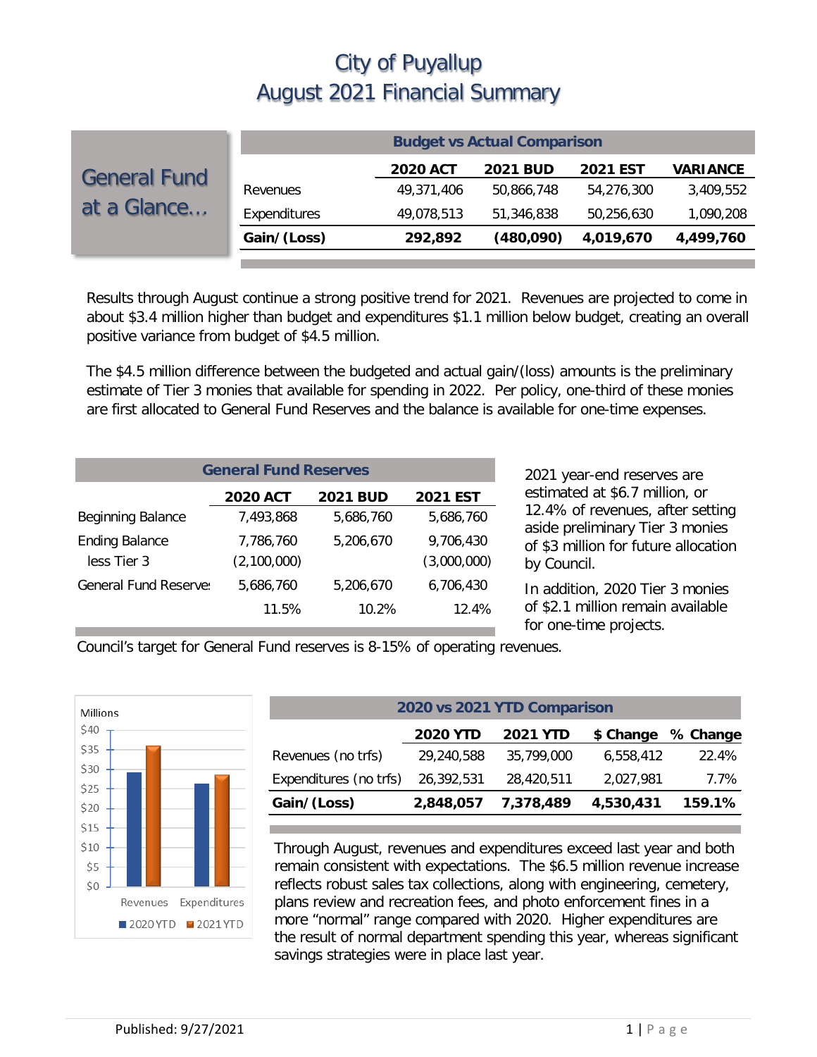# City of Puyallup
# August 2021 Financial Summary

## General Fund at a Glance…

| Budget vs Actual Comparison | | | | |
|---|---|---|---|---|
| | **2020 ACT** | **2021 BUD** | **2021 EST** | **VARIANCE** |
| Revenues | 49,371,406 | 50,866,748 | 54,276,300 | 3,409,552 |
| Expenditures | 49,078,513 | 51,346,838 | 50,256,630 | 1,090,208 |
| **Gain/(Loss)** | **292,892** | **(480,090)** | **4,019,670** | **4,499,760** |

Results through August continue a strong positive trend for 2021. Revenues are projected to come in about $3.4 million higher than budget and expenditures $1.1 million below budget, creating an overall positive variance from budget of $4.5 million.

The $4.5 million difference between the budgeted and actual gain/(loss) amounts is the preliminary estimate of Tier 3 monies that available for spending in 2022. Per policy, one-third of these monies are first allocated to General Fund Reserves and the balance is available for one-time expenses.

| General Fund Reserves | | | |
|---|---|---|---|
| | **2020 ACT** | **2021 BUD** | **2021 EST** |
| Beginning Balance | 7,493,868 | 5,686,760 | 5,686,760 |
| Ending Balance | 7,786,760 | 5,206,670 | 9,706,430 |
| less Tier 3 | (2,100,000) | | (3,000,000) |
| General Fund Reserves | 5,686,760 | 5,206,670 | 6,706,430 |
| | 11.5% | 10.2% | 12.4% |

2021 year-end reserves are estimated at $6.7 million, or 12.4% of revenues, after setting aside preliminary Tier 3 monies of $3 million for future allocation by Council.

In addition, 2020 Tier 3 monies of $2.1 million remain available for one-time projects.

Council's target for General Fund reserves is 8-15% of operating revenues.

| 2020 vs 2021 YTD Comparison | | | | |
|---|---|---|---|---|
| | **2020 YTD** | **2021 YTD** | **$ Change** | **% Change** |
| Revenues (no trfs) | 29,240,588 | 35,799,000 | 6,558,412 | 22.4% |
| Expenditures (no trfs) | 26,392,531 | 28,420,511 | 2,027,981 | 7.7% |
| **Gain/(Loss)** | **2,848,057** | **7,378,489** | **4,530,431** | **159.1%** |

Through August, revenues and expenditures exceed last year and both remain consistent with expectations. The $6.5 million revenue increase reflects robust sales tax collections, along with engineering, cemetery, plans review and recreation fees, and photo enforcement fines in a more "normal" range compared with 2020. Higher expenditures are the result of normal department spending this year, whereas significant savings strategies were in place last year.

Published: 9/27/2021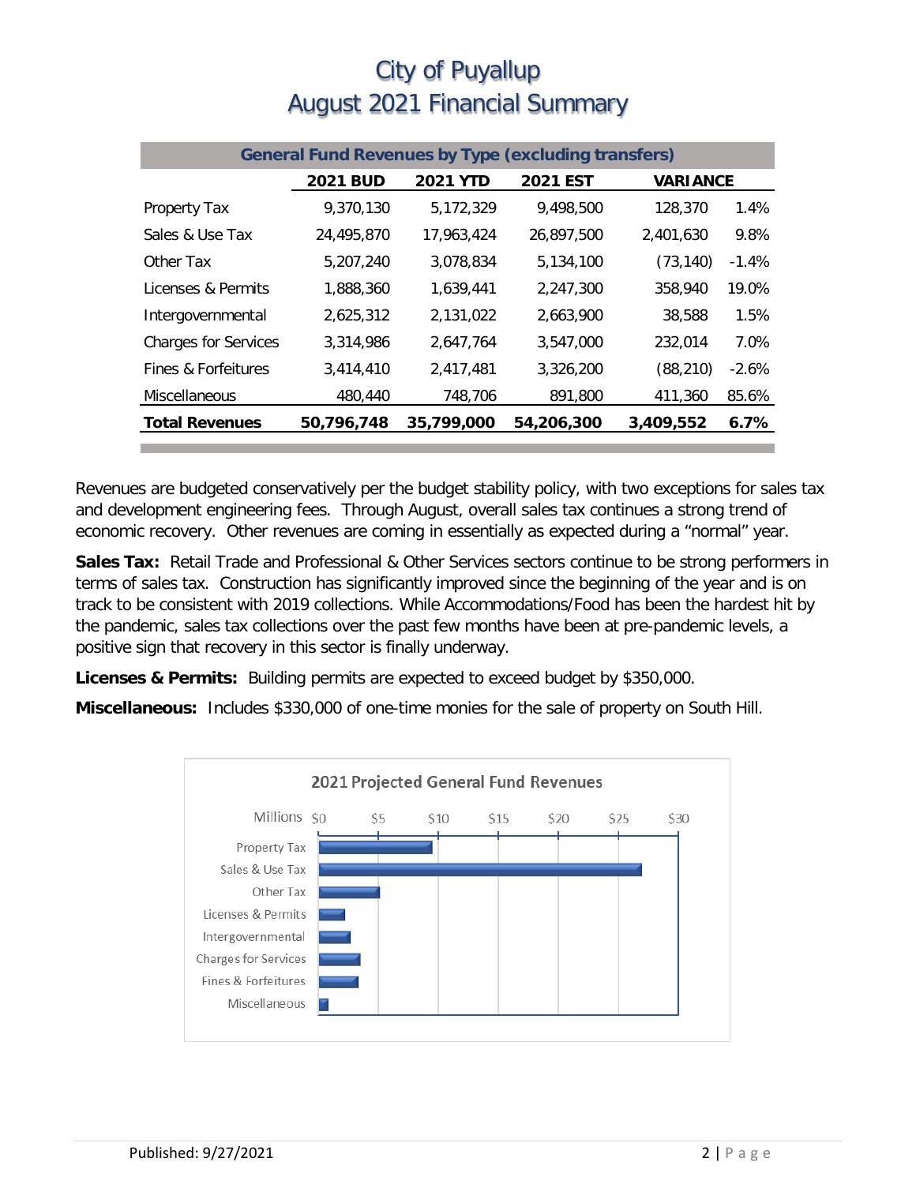# City of Puyallup
# August 2021 Financial Summary

| General Fund Revenues by Type (excluding transfers) | | | | | |
|---|---|---|---|---|---|
| | **2021 BUD** | **2021 YTD** | **2021 EST** | **VARIANCE** | |
| Property Tax | 9,370,130 | 5,172,329 | 9,498,500 | 128,370 | 1.4% |
| Sales & Use Tax | 24,495,870 | 17,963,424 | 26,897,500 | 2,401,630 | 9.8% |
| Other Tax | 5,207,240 | 3,078,834 | 5,134,100 | (73,140) | -1.4% |
| Licenses & Permits | 1,888,360 | 1,639,441 | 2,247,300 | 358,940 | 19.0% |
| Intergovernmental | 2,625,312 | 2,131,022 | 2,663,900 | 38,588 | 1.5% |
| Charges for Services | 3,314,986 | 2,647,764 | 3,547,000 | 232,014 | 7.0% |
| Fines & Forfeitures | 3,414,410 | 2,417,481 | 3,326,200 | (88,210) | -2.6% |
| Miscellaneous | 480,440 | 748,706 | 891,800 | 411,360 | 85.6% |
| **Total Revenues** | **50,796,748** | **35,799,000** | **54,206,300** | **3,409,552** | **6.7%** |

Revenues are budgeted conservatively per the budget stability policy, with two exceptions for sales tax and development engineering fees. Through August, overall sales tax continues a strong trend of economic recovery. Other revenues are coming in essentially as expected during a "normal" year.

**Sales Tax:** Retail Trade and Professional & Other Services sectors continue to be strong performers in terms of sales tax. Construction has significantly improved since the beginning of the year and is on track to be consistent with 2019 collections. While Accommodations/Food has been the hardest hit by the pandemic, sales tax collections over the past few months have been at pre-pandemic levels, a positive sign that recovery in this sector is finally underway.

**Licenses & Permits:** Building permits are expected to exceed budget by $350,000.

**Miscellaneous:** Includes $330,000 of one-time monies for the sale of property on South Hill.

2021 Projected General Fund Revenues

| Millions | |
|---|---|
| Property Tax | |
| Sales & Use Tax | |
| Other Tax | |
| Licenses & Permits | |
| Intergovernmental | |
| Charges for Services | |
| Fines & Forfeitures | |
| Miscellaneous | |

Axis: $0, $5, $10, $15, $20, $25, $30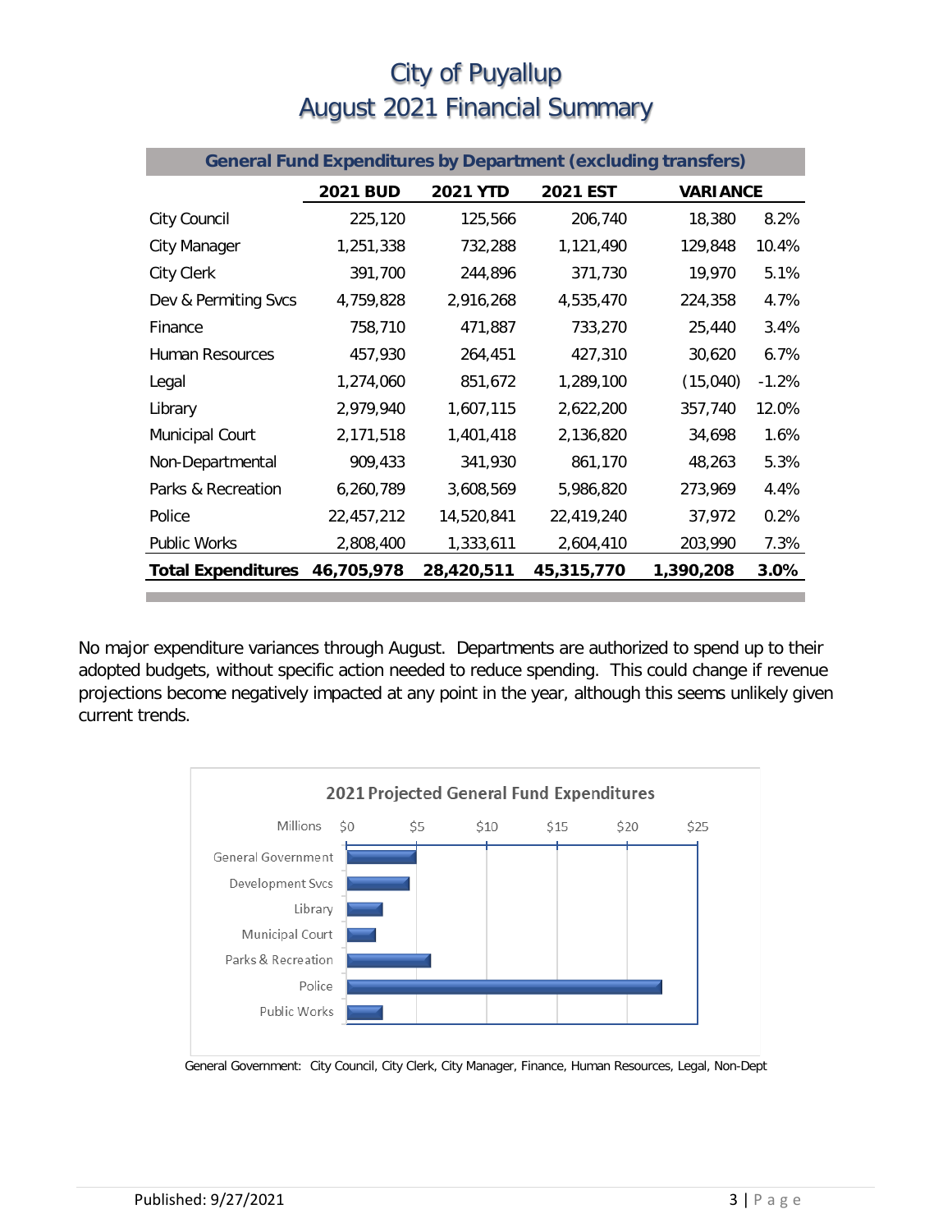# City of Puyallup
# August 2021 Financial Summary

| General Fund Expenditures by Department (excluding transfers) | | | | | |
|---|---|---|---|---|---|
| | **2021 BUD** | **2021 YTD** | **2021 EST** | **VARIANCE** | |
| City Council | 225,120 | 125,566 | 206,740 | 18,380 | 8.2% |
| City Manager | 1,251,338 | 732,288 | 1,121,490 | 129,848 | 10.4% |
| City Clerk | 391,700 | 244,896 | 371,730 | 19,970 | 5.1% |
| Dev & Permiting Svcs | 4,759,828 | 2,916,268 | 4,535,470 | 224,358 | 4.7% |
| Finance | 758,710 | 471,887 | 733,270 | 25,440 | 3.4% |
| Human Resources | 457,930 | 264,451 | 427,310 | 30,620 | 6.7% |
| Legal | 1,274,060 | 851,672 | 1,289,100 | (15,040) | -1.2% |
| Library | 2,979,940 | 1,607,115 | 2,622,200 | 357,740 | 12.0% |
| Municipal Court | 2,171,518 | 1,401,418 | 2,136,820 | 34,698 | 1.6% |
| Non-Departmental | 909,433 | 341,930 | 861,170 | 48,263 | 5.3% |
| Parks & Recreation | 6,260,789 | 3,608,569 | 5,986,820 | 273,969 | 4.4% |
| Police | 22,457,212 | 14,520,841 | 22,419,240 | 37,972 | 0.2% |
| Public Works | 2,808,400 | 1,333,611 | 2,604,410 | 203,990 | 7.3% |
| **Total Expenditures** | **46,705,978** | **28,420,511** | **45,315,770** | **1,390,208** | **3.0%** |

No major expenditure variances through August. Departments are authorized to spend up to their adopted budgets, without specific action needed to reduce spending. This could change if revenue projections become negatively impacted at any point in the year, although this seems unlikely given current trends.

**2021 Projected General Fund Expenditures**

General Government: City Council, City Clerk, City Manager, Finance, Human Resources, Legal, Non-Dept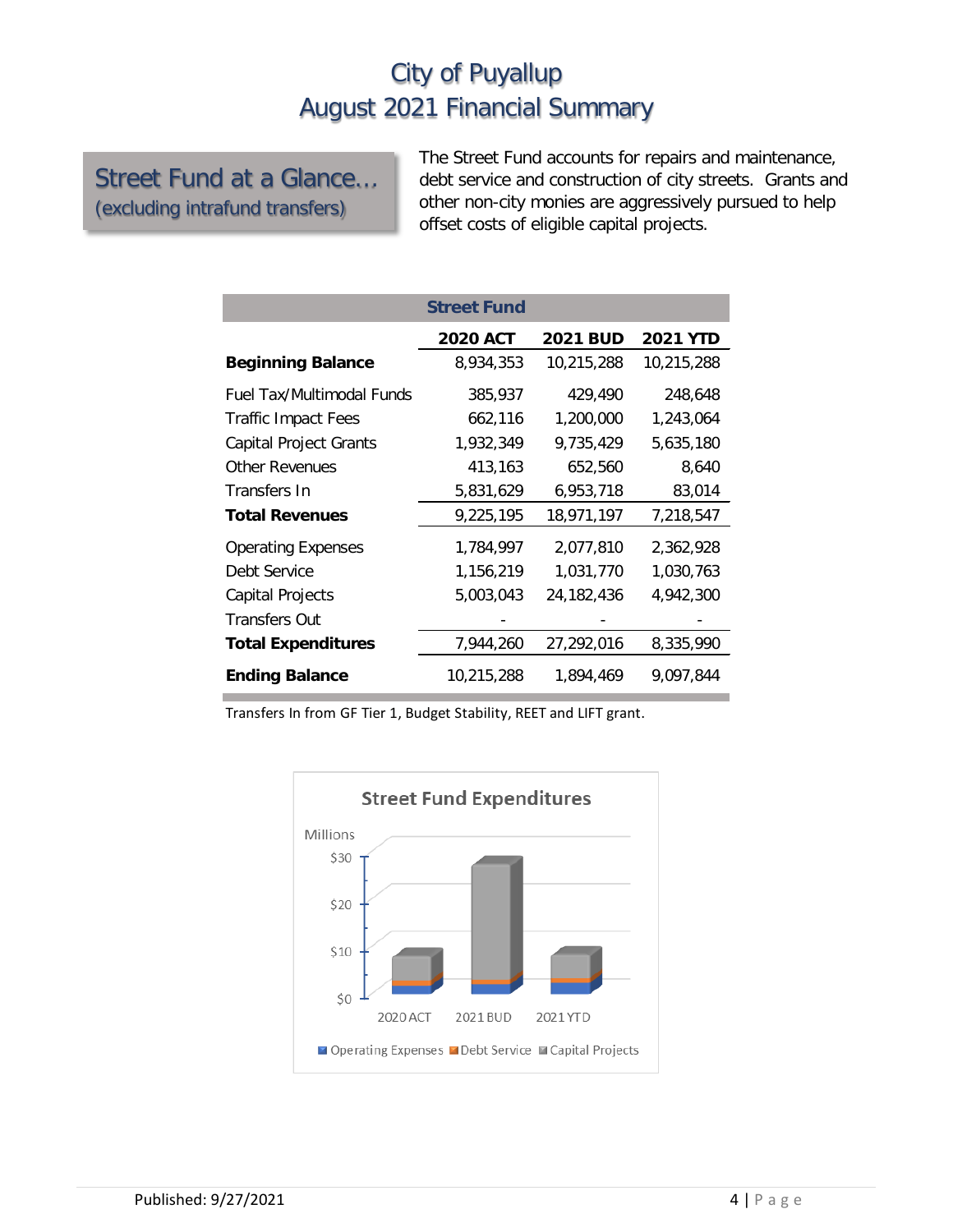# City of Puyallup
# August 2021 Financial Summary

## Street Fund at a Glance…
(excluding intrafund transfers)

The Street Fund accounts for repairs and maintenance, debt service and construction of city streets. Grants and other non-city monies are aggressively pursued to help offset costs of eligible capital projects.

| Street Fund | 2020 ACT | 2021 BUD | 2021 YTD |
|---|---|---|---|
| **Beginning Balance** | 8,934,353 | 10,215,288 | 10,215,288 |
| Fuel Tax/Multimodal Funds | 385,937 | 429,490 | 248,648 |
| Traffic Impact Fees | 662,116 | 1,200,000 | 1,243,064 |
| Capital Project Grants | 1,932,349 | 9,735,429 | 5,635,180 |
| Other Revenues | 413,163 | 652,560 | 8,640 |
| Transfers In | 5,831,629 | 6,953,718 | 83,014 |
| **Total Revenues** | 9,225,195 | 18,971,197 | 7,218,547 |
| Operating Expenses | 1,784,997 | 2,077,810 | 2,362,928 |
| Debt Service | 1,156,219 | 1,031,770 | 1,030,763 |
| Capital Projects | 5,003,043 | 24,182,436 | 4,942,300 |
| Transfers Out | - | - | - |
| **Total Expenditures** | 7,944,260 | 27,292,016 | 8,335,990 |
| **Ending Balance** | 10,215,288 | 1,894,469 | 9,097,844 |

Transfers In from GF Tier 1, Budget Stability, REET and LIFT grant.

**Street Fund Expenditures**

Millions

$30
$20
$10
$0

2020 ACT | 2021 BUD | 2021 YTD

Operating Expenses | Debt Service | Capital Projects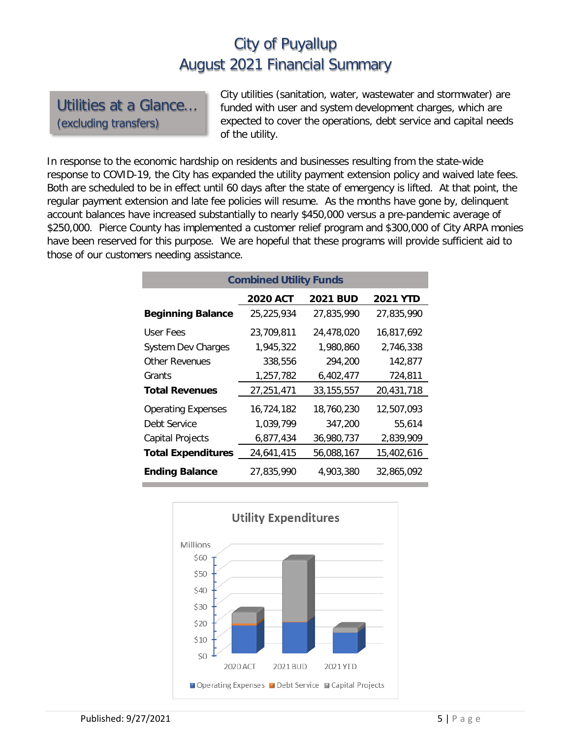# City of Puyallup
# August 2021 Financial Summary

## Utilities at a Glance… (excluding transfers)

City utilities (sanitation, water, wastewater and stormwater) are funded with user and system development charges, which are expected to cover the operations, debt service and capital needs of the utility.

In response to the economic hardship on residents and businesses resulting from the state-wide response to COVID-19, the City has expanded the utility payment extension policy and waived late fees. Both are scheduled to be in effect until 60 days after the state of emergency is lifted. At that point, the regular payment extension and late fee policies will resume. As the months have gone by, delinquent account balances have increased substantially to nearly $450,000 versus a pre-pandemic average of $250,000. Pierce County has implemented a customer relief program and $300,000 of City ARPA monies have been reserved for this purpose. We are hopeful that these programs will provide sufficient aid to those of our customers needing assistance.

**Combined Utility Funds**

| | 2020 ACT | 2021 BUD | 2021 YTD |
|---|---|---|---|
| **Beginning Balance** | 25,225,934 | 27,835,990 | 27,835,990 |
| User Fees | 23,709,811 | 24,478,020 | 16,817,692 |
| System Dev Charges | 1,945,322 | 1,980,860 | 2,746,338 |
| Other Revenues | 338,556 | 294,200 | 142,877 |
| Grants | 1,257,782 | 6,402,477 | 724,811 |
| **Total Revenues** | 27,251,471 | 33,155,557 | 20,431,718 |
| Operating Expenses | 16,724,182 | 18,760,230 | 12,507,093 |
| Debt Service | 1,039,799 | 347,200 | 55,614 |
| Capital Projects | 6,877,434 | 36,980,737 | 2,839,909 |
| **Total Expenditures** | 24,641,415 | 56,088,167 | 15,402,616 |
| **Ending Balance** | 27,835,990 | 4,903,380 | 32,865,092 |

Utility Expenditures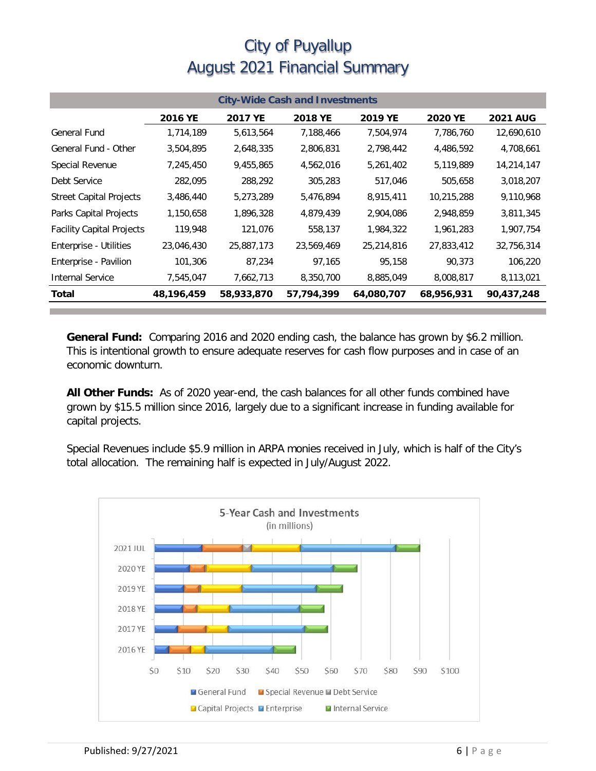# City of Puyallup
# August 2021 Financial Summary

| City-Wide Cash and Investments | | | | | | |
|---|---|---|---|---|---|---|
| | **2016 YE** | **2017 YE** | **2018 YE** | **2019 YE** | **2020 YE** | **2021 AUG** |
| General Fund | 1,714,189 | 5,613,564 | 7,188,466 | 7,504,974 | 7,786,760 | 12,690,610 |
| General Fund - Other | 3,504,895 | 2,648,335 | 2,806,831 | 2,798,442 | 4,486,592 | 4,708,661 |
| Special Revenue | 7,245,450 | 9,455,865 | 4,562,016 | 5,261,402 | 5,119,889 | 14,214,147 |
| Debt Service | 282,095 | 288,292 | 305,283 | 517,046 | 505,658 | 3,018,207 |
| Street Capital Projects | 3,486,440 | 5,273,289 | 5,476,894 | 8,915,411 | 10,215,288 | 9,110,968 |
| Parks Capital Projects | 1,150,658 | 1,896,328 | 4,879,439 | 2,904,086 | 2,948,859 | 3,811,345 |
| Facility Capital Projects | 119,948 | 121,076 | 558,137 | 1,984,322 | 1,961,283 | 1,907,754 |
| Enterprise - Utilities | 23,046,430 | 25,887,173 | 23,569,469 | 25,214,816 | 27,833,412 | 32,756,314 |
| Enterprise - Pavilion | 101,306 | 87,234 | 97,165 | 95,158 | 90,373 | 106,220 |
| Internal Service | 7,545,047 | 7,662,713 | 8,350,700 | 8,885,049 | 8,008,817 | 8,113,021 |
| **Total** | **48,196,459** | **58,933,870** | **57,794,399** | **64,080,707** | **68,956,931** | **90,437,248** |

**General Fund:** Comparing 2016 and 2020 ending cash, the balance has grown by $6.2 million. This is intentional growth to ensure adequate reserves for cash flow purposes and in case of an economic downturn.

**All Other Funds:** As of 2020 year-end, the cash balances for all other funds combined have grown by $15.5 million since 2016, largely due to a significant increase in funding available for capital projects.

Special Revenues include $5.9 million in ARPA monies received in July, which is half of the City's total allocation. The remaining half is expected in July/August 2022.

5-Year Cash and Investments (in millions)

Legend: General Fund, Special Revenue, Debt Service, Capital Projects, Enterprise, Internal Service

Categories: 2016 YE, 2017 YE, 2018 YE, 2019 YE, 2020 YE, 2021 JUL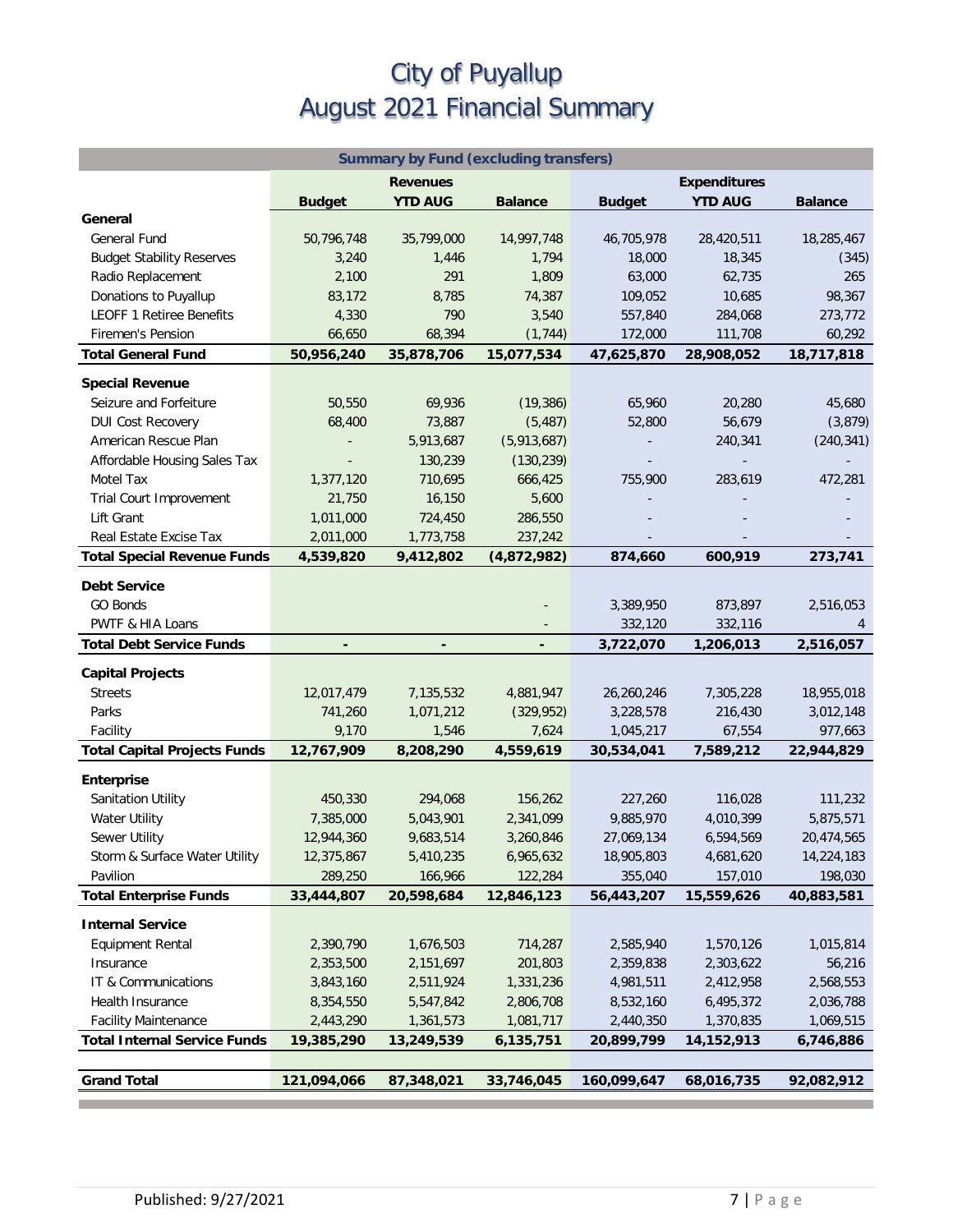# City of Puyallup
# August 2021 Financial Summary

| Summary by Fund (excluding transfers) | | | | | | |
|---|---|---|---|---|---|---|
| | Revenues | | | Expenditures | | |
| | **Budget** | **YTD AUG** | **Balance** | **Budget** | **YTD AUG** | **Balance** |
| **General** | | | | | | |
| General Fund | 50,796,748 | 35,799,000 | 14,997,748 | 46,705,978 | 28,420,511 | 18,285,467 |
| Budget Stability Reserves | 3,240 | 1,446 | 1,794 | 18,000 | 18,345 | (345) |
| Radio Replacement | 2,100 | 291 | 1,809 | 63,000 | 62,735 | 265 |
| Donations to Puyallup | 83,172 | 8,785 | 74,387 | 109,052 | 10,685 | 98,367 |
| LEOFF 1 Retiree Benefits | 4,330 | 790 | 3,540 | 557,840 | 284,068 | 273,772 |
| Firemen's Pension | 66,650 | 68,394 | (1,744) | 172,000 | 111,708 | 60,292 |
| **Total General Fund** | **50,956,240** | **35,878,706** | **15,077,534** | **47,625,870** | **28,908,052** | **18,717,818** |
| **Special Revenue** | | | | | | |
| Seizure and Forfeiture | 50,550 | 69,936 | (19,386) | 65,960 | 20,280 | 45,680 |
| DUI Cost Recovery | 68,400 | 73,887 | (5,487) | 52,800 | 56,679 | (3,879) |
| American Rescue Plan | - | 5,913,687 | (5,913,687) | - | 240,341 | (240,341) |
| Affordable Housing Sales Tax | - | 130,239 | (130,239) | - | - | - |
| Motel Tax | 1,377,120 | 710,695 | 666,425 | 755,900 | 283,619 | 472,281 |
| Trial Court Improvement | 21,750 | 16,150 | 5,600 | - | - | - |
| Lift Grant | 1,011,000 | 724,450 | 286,550 | - | - | - |
| Real Estate Excise Tax | 2,011,000 | 1,773,758 | 237,242 | - | - | - |
| **Total Special Revenue Funds** | **4,539,820** | **9,412,802** | **(4,872,982)** | **874,660** | **600,919** | **273,741** |
| **Debt Service** | | | | | | |
| GO Bonds | | | - | 3,389,950 | 873,897 | 2,516,053 |
| PWTF & HIA Loans | | | - | 332,120 | 332,116 | 4 |
| **Total Debt Service Funds** | **-** | **-** | **-** | **3,722,070** | **1,206,013** | **2,516,057** |
| **Capital Projects** | | | | | | |
| Streets | 12,017,479 | 7,135,532 | 4,881,947 | 26,260,246 | 7,305,228 | 18,955,018 |
| Parks | 741,260 | 1,071,212 | (329,952) | 3,228,578 | 216,430 | 3,012,148 |
| Facility | 9,170 | 1,546 | 7,624 | 1,045,217 | 67,554 | 977,663 |
| **Total Capital Projects Funds** | **12,767,909** | **8,208,290** | **4,559,619** | **30,534,041** | **7,589,212** | **22,944,829** |
| **Enterprise** | | | | | | |
| Sanitation Utility | 450,330 | 294,068 | 156,262 | 227,260 | 116,028 | 111,232 |
| Water Utility | 7,385,000 | 5,043,901 | 2,341,099 | 9,885,970 | 4,010,399 | 5,875,571 |
| Sewer Utility | 12,944,360 | 9,683,514 | 3,260,846 | 27,069,134 | 6,594,569 | 20,474,565 |
| Storm & Surface Water Utility | 12,375,867 | 5,410,235 | 6,965,632 | 18,905,803 | 4,681,620 | 14,224,183 |
| Pavilion | 289,250 | 166,966 | 122,284 | 355,040 | 157,010 | 198,030 |
| **Total Enterprise Funds** | **33,444,807** | **20,598,684** | **12,846,123** | **56,443,207** | **15,559,626** | **40,883,581** |
| **Internal Service** | | | | | | |
| Equipment Rental | 2,390,790 | 1,676,503 | 714,287 | 2,585,940 | 1,570,126 | 1,015,814 |
| Insurance | 2,353,500 | 2,151,697 | 201,803 | 2,359,838 | 2,303,622 | 56,216 |
| IT & Communications | 3,843,160 | 2,511,924 | 1,331,236 | 4,981,511 | 2,412,958 | 2,568,553 |
| Health Insurance | 8,354,550 | 5,547,842 | 2,806,708 | 8,532,160 | 6,495,372 | 2,036,788 |
| Facility Maintenance | 2,443,290 | 1,361,573 | 1,081,717 | 2,440,350 | 1,370,835 | 1,069,515 |
| **Total Internal Service Funds** | **19,385,290** | **13,249,539** | **6,135,751** | **20,899,799** | **14,152,913** | **6,746,886** |
| **Grand Total** | **121,094,066** | **87,348,021** | **33,746,045** | **160,099,647** | **68,016,735** | **92,082,912** |

Published: 9/27/2021